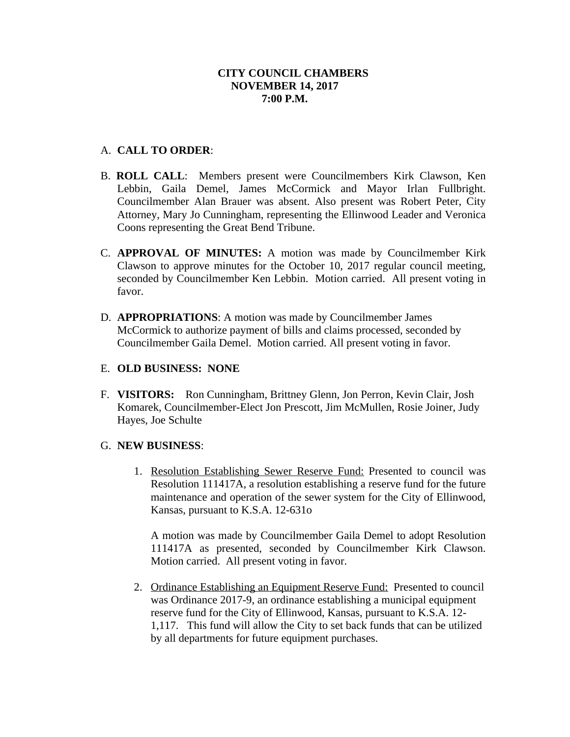**CITY COUNCIL CHAMBERS**
**NOVEMBER 14, 2017**
**7:00 P.M.**

A. **CALL TO ORDER**:

B. **ROLL CALL**: Members present were Councilmembers Kirk Clawson, Ken Lebbin, Gaila Demel, James McCormick and Mayor Irlan Fullbright. Councilmember Alan Brauer was absent. Also present was Robert Peter, City Attorney, Mary Jo Cunningham, representing the Ellinwood Leader and Veronica Coons representing the Great Bend Tribune.

C. **APPROVAL OF MINUTES:** A motion was made by Councilmember Kirk Clawson to approve minutes for the October 10, 2017 regular council meeting, seconded by Councilmember Ken Lebbin. Motion carried. All present voting in favor.

D. **APPROPRIATIONS**: A motion was made by Councilmember James McCormick to authorize payment of bills and claims processed, seconded by Councilmember Gaila Demel. Motion carried. All present voting in favor.

E. **OLD BUSINESS: NONE**

F. **VISITORS:** Ron Cunningham, Brittney Glenn, Jon Perron, Kevin Clair, Josh Komarek, Councilmember-Elect Jon Prescott, Jim McMullen, Rosie Joiner, Judy Hayes, Joe Schulte

G. **NEW BUSINESS**:

1. Resolution Establishing Sewer Reserve Fund: Presented to council was Resolution 111417A, a resolution establishing a reserve fund for the future maintenance and operation of the sewer system for the City of Ellinwood, Kansas, pursuant to K.S.A. 12-631o

   A motion was made by Councilmember Gaila Demel to adopt Resolution 111417A as presented, seconded by Councilmember Kirk Clawson. Motion carried. All present voting in favor.

2. Ordinance Establishing an Equipment Reserve Fund: Presented to council was Ordinance 2017-9, an ordinance establishing a municipal equipment reserve fund for the City of Ellinwood, Kansas, pursuant to K.S.A. 12-1,117. This fund will allow the City to set back funds that can be utilized by all departments for future equipment purchases.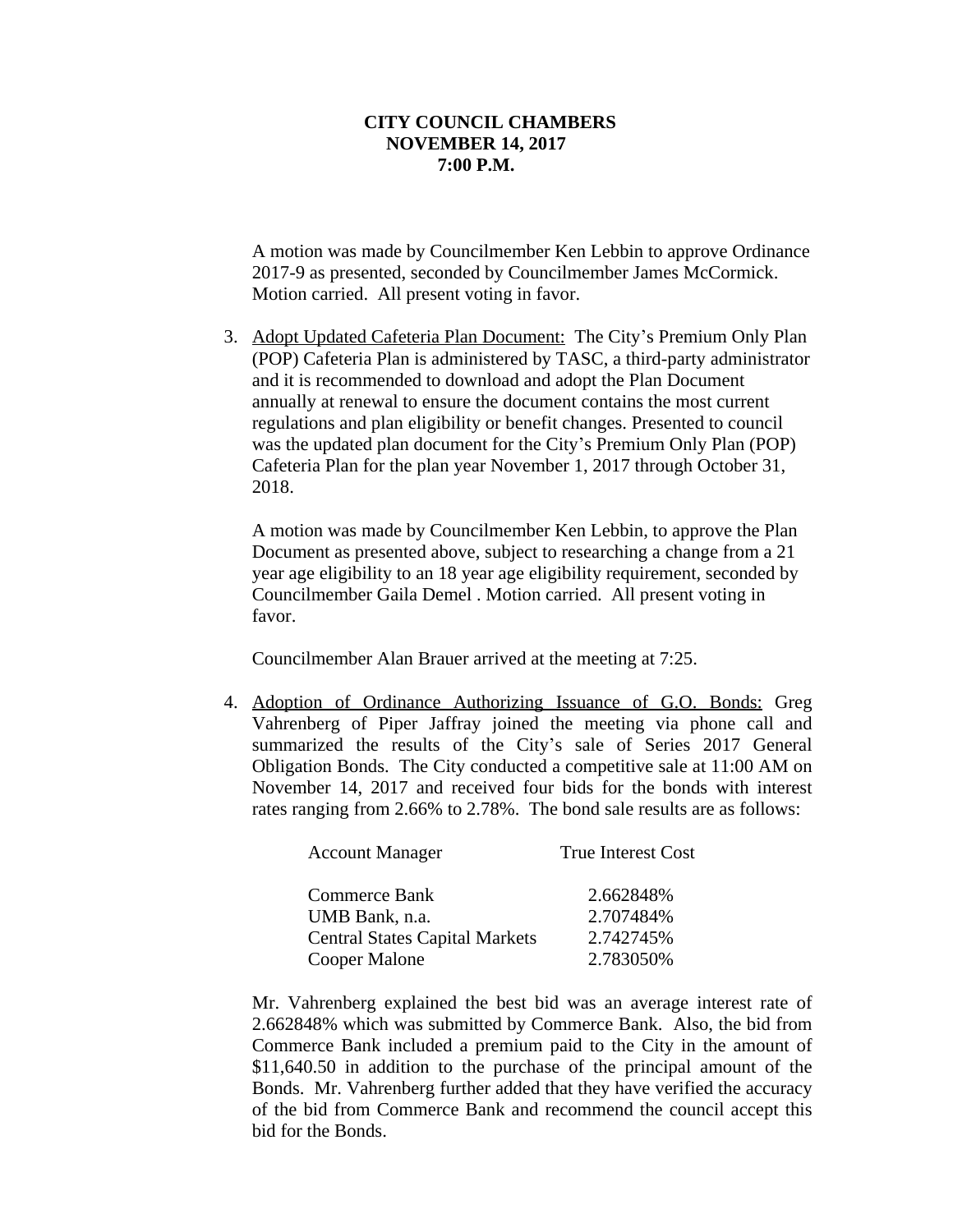**CITY COUNCIL CHAMBERS**
**NOVEMBER 14, 2017**
**7:00 P.M.**

A motion was made by Councilmember Ken Lebbin to approve Ordinance 2017-9 as presented, seconded by Councilmember James McCormick. Motion carried. All present voting in favor.

3. Adopt Updated Cafeteria Plan Document: The City's Premium Only Plan (POP) Cafeteria Plan is administered by TASC, a third-party administrator and it is recommended to download and adopt the Plan Document annually at renewal to ensure the document contains the most current regulations and plan eligibility or benefit changes. Presented to council was the updated plan document for the City's Premium Only Plan (POP) Cafeteria Plan for the plan year November 1, 2017 through October 31, 2018.

   A motion was made by Councilmember Ken Lebbin, to approve the Plan Document as presented above, subject to researching a change from a 21 year age eligibility to an 18 year age eligibility requirement, seconded by Councilmember Gaila Demel . Motion carried. All present voting in favor.

   Councilmember Alan Brauer arrived at the meeting at 7:25.

4. Adoption of Ordinance Authorizing Issuance of G.O. Bonds: Greg Vahrenberg of Piper Jaffray joined the meeting via phone call and summarized the results of the City's sale of Series 2017 General Obligation Bonds. The City conducted a competitive sale at 11:00 AM on November 14, 2017 and received four bids for the bonds with interest rates ranging from 2.66% to 2.78%. The bond sale results are as follows:

| Account Manager | True Interest Cost |
|---|---|
| Commerce Bank | 2.662848% |
| UMB Bank, n.a. | 2.707484% |
| Central States Capital Markets | 2.742745% |
| Cooper Malone | 2.783050% |

   Mr. Vahrenberg explained the best bid was an average interest rate of 2.662848% which was submitted by Commerce Bank. Also, the bid from Commerce Bank included a premium paid to the City in the amount of $11,640.50 in addition to the purchase of the principal amount of the Bonds. Mr. Vahrenberg further added that they have verified the accuracy of the bid from Commerce Bank and recommend the council accept this bid for the Bonds.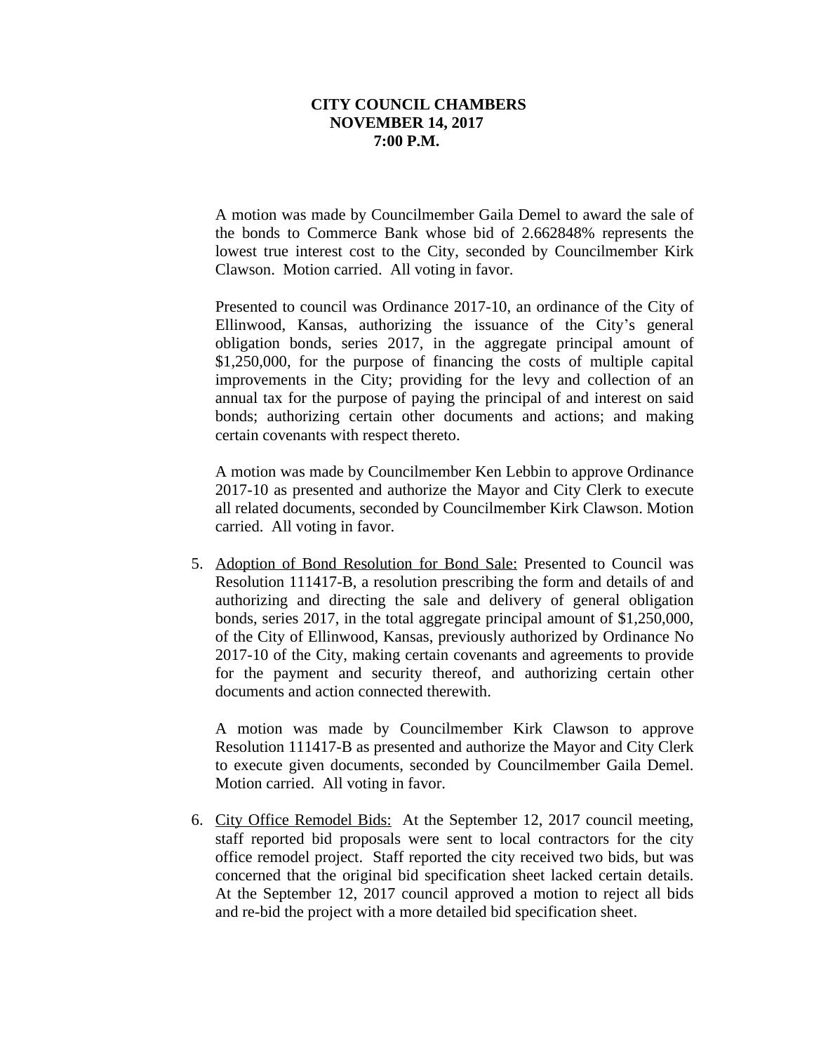**CITY COUNCIL CHAMBERS**
**NOVEMBER 14, 2017**
**7:00 P.M.**

A motion was made by Councilmember Gaila Demel to award the sale of the bonds to Commerce Bank whose bid of 2.662848% represents the lowest true interest cost to the City, seconded by Councilmember Kirk Clawson. Motion carried. All voting in favor.

Presented to council was Ordinance 2017-10, an ordinance of the City of Ellinwood, Kansas, authorizing the issuance of the City's general obligation bonds, series 2017, in the aggregate principal amount of $1,250,000, for the purpose of financing the costs of multiple capital improvements in the City; providing for the levy and collection of an annual tax for the purpose of paying the principal of and interest on said bonds; authorizing certain other documents and actions; and making certain covenants with respect thereto.

A motion was made by Councilmember Ken Lebbin to approve Ordinance 2017-10 as presented and authorize the Mayor and City Clerk to execute all related documents, seconded by Councilmember Kirk Clawson. Motion carried. All voting in favor.

5. Adoption of Bond Resolution for Bond Sale: Presented to Council was Resolution 111417-B, a resolution prescribing the form and details of and authorizing and directing the sale and delivery of general obligation bonds, series 2017, in the total aggregate principal amount of $1,250,000, of the City of Ellinwood, Kansas, previously authorized by Ordinance No 2017-10 of the City, making certain covenants and agreements to provide for the payment and security thereof, and authorizing certain other documents and action connected therewith.

   A motion was made by Councilmember Kirk Clawson to approve Resolution 111417-B as presented and authorize the Mayor and City Clerk to execute given documents, seconded by Councilmember Gaila Demel. Motion carried. All voting in favor.

6. City Office Remodel Bids: At the September 12, 2017 council meeting, staff reported bid proposals were sent to local contractors for the city office remodel project. Staff reported the city received two bids, but was concerned that the original bid specification sheet lacked certain details. At the September 12, 2017 council approved a motion to reject all bids and re-bid the project with a more detailed bid specification sheet.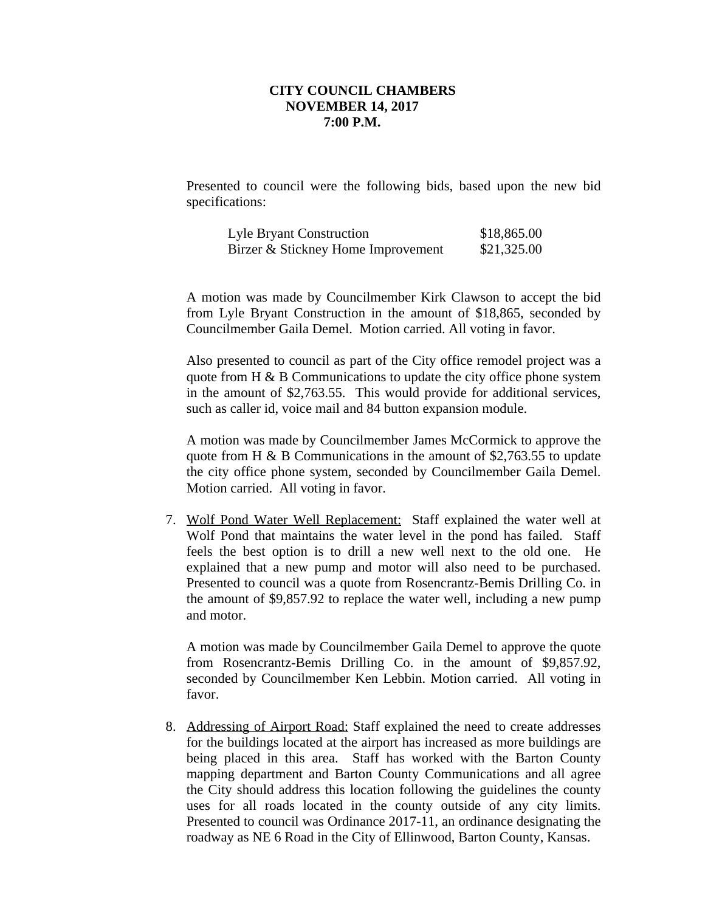**CITY COUNCIL CHAMBERS**
**NOVEMBER 14, 2017**
**7:00 P.M.**

Presented to council were the following bids, based upon the new bid specifications:

| | |
|---|---|
| Lyle Bryant Construction | $18,865.00 |
| Birzer & Stickney Home Improvement | $21,325.00 |

A motion was made by Councilmember Kirk Clawson to accept the bid from Lyle Bryant Construction in the amount of $18,865, seconded by Councilmember Gaila Demel. Motion carried. All voting in favor.

Also presented to council as part of the City office remodel project was a quote from H & B Communications to update the city office phone system in the amount of $2,763.55. This would provide for additional services, such as caller id, voice mail and 84 button expansion module.

A motion was made by Councilmember James McCormick to approve the quote from H & B Communications in the amount of $2,763.55 to update the city office phone system, seconded by Councilmember Gaila Demel. Motion carried. All voting in favor.

7. Wolf Pond Water Well Replacement: Staff explained the water well at Wolf Pond that maintains the water level in the pond has failed. Staff feels the best option is to drill a new well next to the old one. He explained that a new pump and motor will also need to be purchased. Presented to council was a quote from Rosencrantz-Bemis Drilling Co. in the amount of $9,857.92 to replace the water well, including a new pump and motor.

   A motion was made by Councilmember Gaila Demel to approve the quote from Rosencrantz-Bemis Drilling Co. in the amount of $9,857.92, seconded by Councilmember Ken Lebbin. Motion carried. All voting in favor.

8. Addressing of Airport Road: Staff explained the need to create addresses for the buildings located at the airport has increased as more buildings are being placed in this area. Staff has worked with the Barton County mapping department and Barton County Communications and all agree the City should address this location following the guidelines the county uses for all roads located in the county outside of any city limits. Presented to council was Ordinance 2017-11, an ordinance designating the roadway as NE 6 Road in the City of Ellinwood, Barton County, Kansas.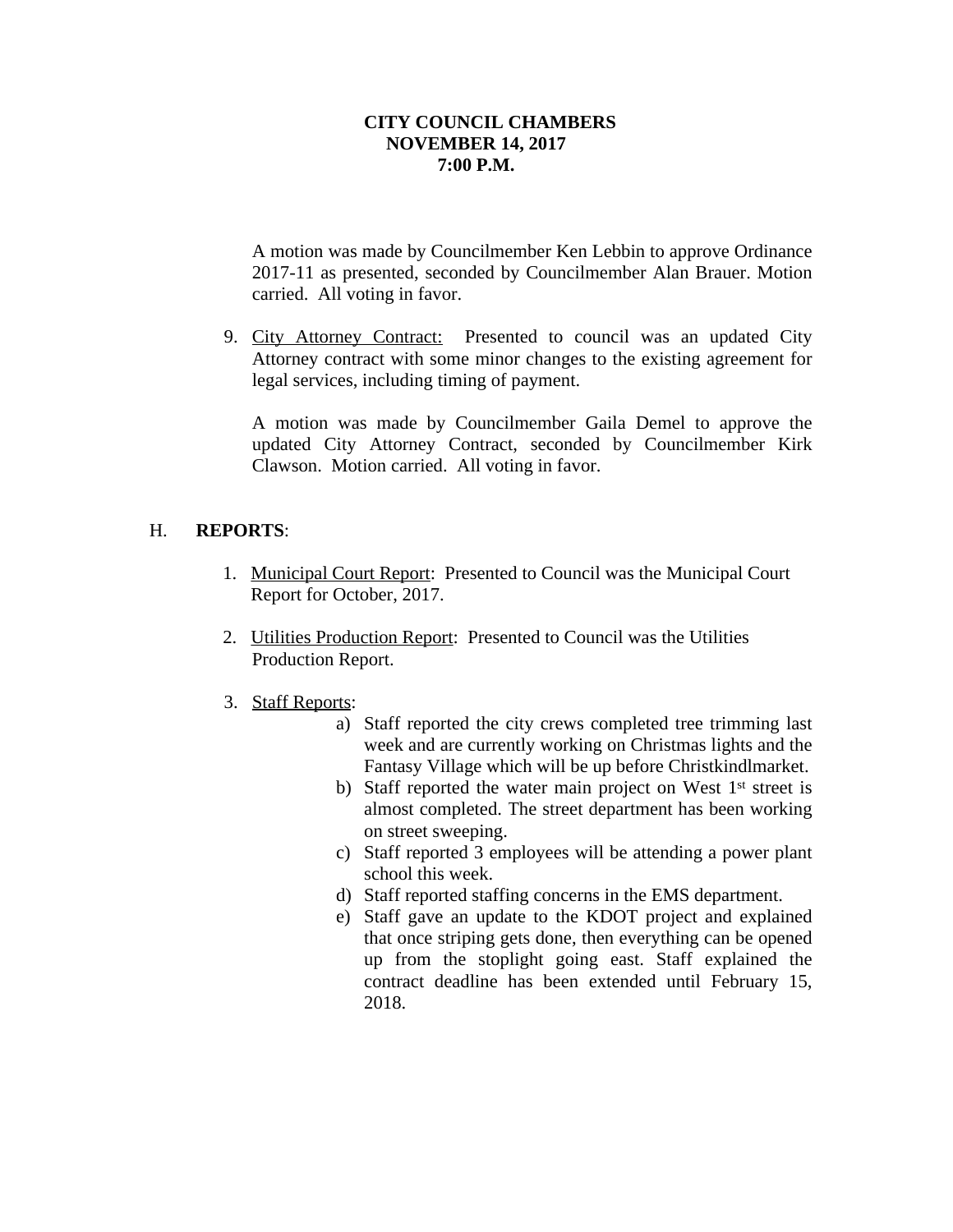**CITY COUNCIL CHAMBERS**
**NOVEMBER 14, 2017**
**7:00 P.M.**

A motion was made by Councilmember Ken Lebbin to approve Ordinance 2017-11 as presented, seconded by Councilmember Alan Brauer. Motion carried. All voting in favor.

9. City Attorney Contract: Presented to council was an updated City Attorney contract with some minor changes to the existing agreement for legal services, including timing of payment.

   A motion was made by Councilmember Gaila Demel to approve the updated City Attorney Contract, seconded by Councilmember Kirk Clawson. Motion carried. All voting in favor.

H. **REPORTS**:

1. Municipal Court Report: Presented to Council was the Municipal Court Report for October, 2017.

2. Utilities Production Report: Presented to Council was the Utilities Production Report.

3. Staff Reports:
   a) Staff reported the city crews completed tree trimming last week and are currently working on Christmas lights and the Fantasy Village which will be up before Christkindlmarket.
   b) Staff reported the water main project on West 1st street is almost completed. The street department has been working on street sweeping.
   c) Staff reported 3 employees will be attending a power plant school this week.
   d) Staff reported staffing concerns in the EMS department.
   e) Staff gave an update to the KDOT project and explained that once striping gets done, then everything can be opened up from the stoplight going east. Staff explained the contract deadline has been extended until February 15, 2018.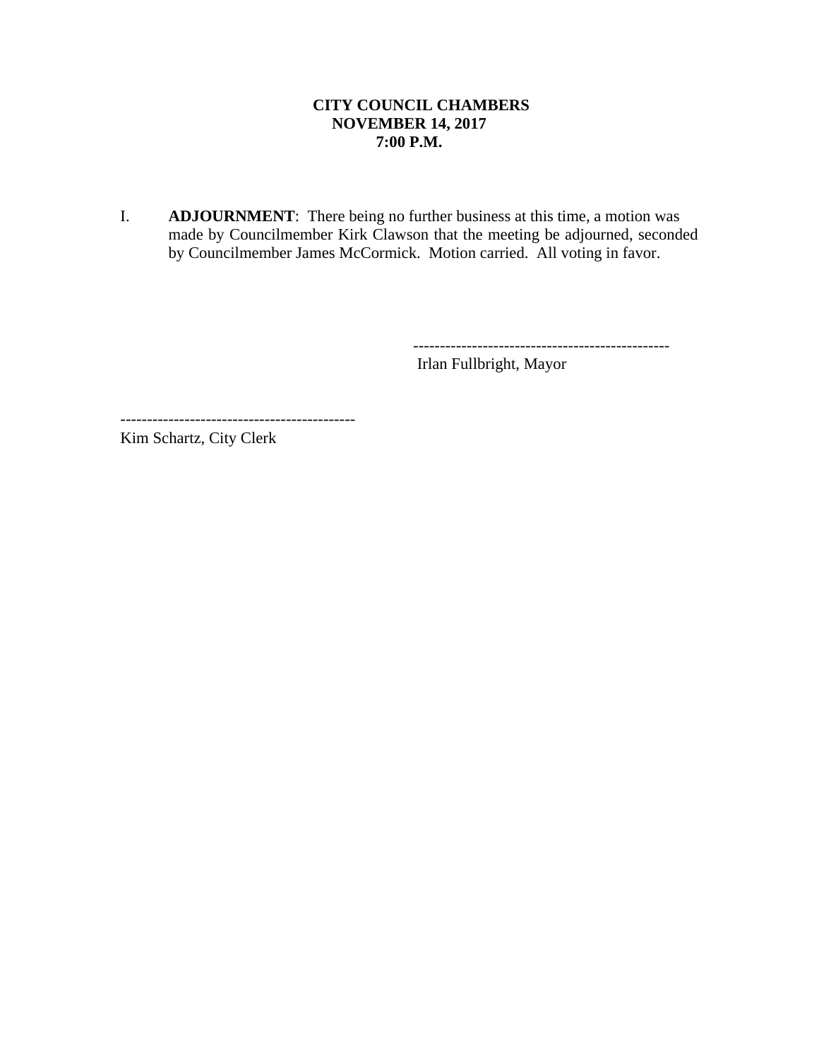**CITY COUNCIL CHAMBERS**
**NOVEMBER 14, 2017**
**7:00 P.M.**

I. **ADJOURNMENT**: There being no further business at this time, a motion was made by Councilmember Kirk Clawson that the meeting be adjourned, seconded by Councilmember James McCormick. Motion carried. All voting in favor.

------------------------------------------------
Irlan Fullbright, Mayor

--------------------------------------------
Kim Schartz, City Clerk